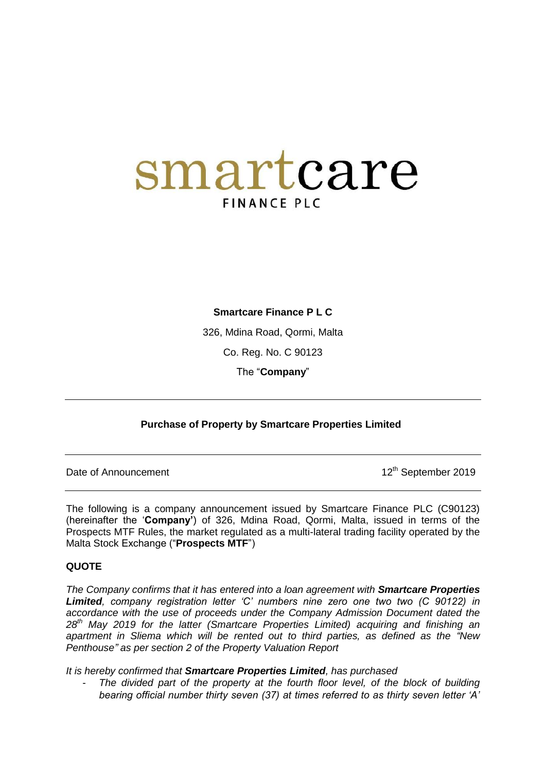# smartcare
FINANCE PLC

**Smartcare Finance P L C**

326, Mdina Road, Qormi, Malta

Co. Reg. No. C 90123

The "**Company**"

---

**Purchase of Property by Smartcare Properties Limited**

---

Date of Announcement 12th September 2019

---

The following is a company announcement issued by Smartcare Finance PLC (C90123) (hereinafter the '**Company'**) of 326, Mdina Road, Qormi, Malta, issued in terms of the Prospects MTF Rules, the market regulated as a multi-lateral trading facility operated by the Malta Stock Exchange ("**Prospects MTF**")

**QUOTE**

*The Company confirms that it has entered into a loan agreement with **Smartcare Properties Limited**, company registration letter 'C' numbers nine zero one two two (C 90122) in accordance with the use of proceeds under the Company Admission Document dated the 28th May 2019 for the latter (Smartcare Properties Limited) acquiring and finishing an apartment in Sliema which will be rented out to third parties, as defined as the "New Penthouse" as per section 2 of the Property Valuation Report*

*It is hereby confirmed that **Smartcare Properties Limited**, has purchased*

- *The divided part of the property at the fourth floor level, of the block of building bearing official number thirty seven (37) at times referred to as thirty seven letter 'A'*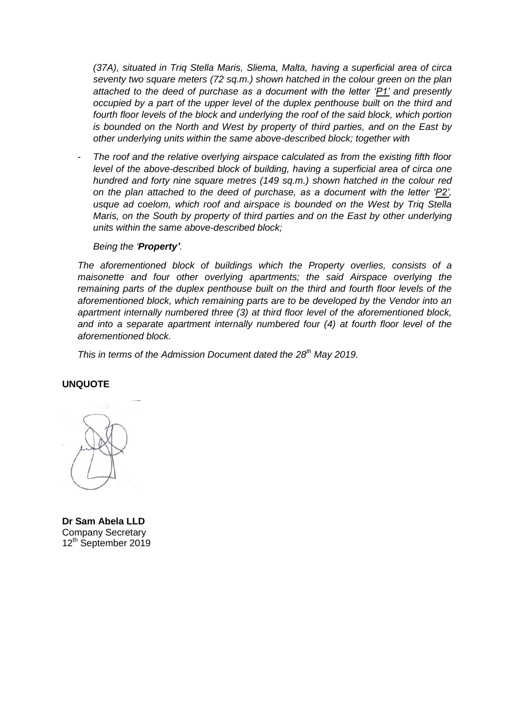*(37A), situated in Triq Stella Maris, Sliema, Malta, having a superficial area of circa seventy two square meters (72 sq.m.) shown hatched in the colour green on the plan attached to the deed of purchase as a document with the letter '<u>P1</u>' and presently occupied by a part of the upper level of the duplex penthouse built on the third and fourth floor levels of the block and underlying the roof of the said block, which portion is bounded on the North and West by property of third parties, and on the East by other underlying units within the same above-described block; together with*

- *The roof and the relative overlying airspace calculated as from the existing fifth floor level of the above-described block of building, having a superficial area of circa one hundred and forty nine square metres (149 sq.m.) shown hatched in the colour red on the plan attached to the deed of purchase, as a document with the letter '<u>P2</u>', usque ad coelom, which roof and airspace is bounded on the West by Triq Stella Maris, on the South by property of third parties and on the East by other underlying units within the same above-described block;*

  *Being the '**Property**'.*

*The aforementioned block of buildings which the Property overlies, consists of a maisonette and four other overlying apartments; the said Airspace overlying the remaining parts of the duplex penthouse built on the third and fourth floor levels of the aforementioned block, which remaining parts are to be developed by the Vendor into an apartment internally numbered three (3) at third floor level of the aforementioned block, and into a separate apartment internally numbered four (4) at fourth floor level of the aforementioned block.*

*This in terms of the Admission Document dated the 28th May 2019.*

**UNQUOTE**

**Dr Sam Abela LLD**
Company Secretary
12th September 2019